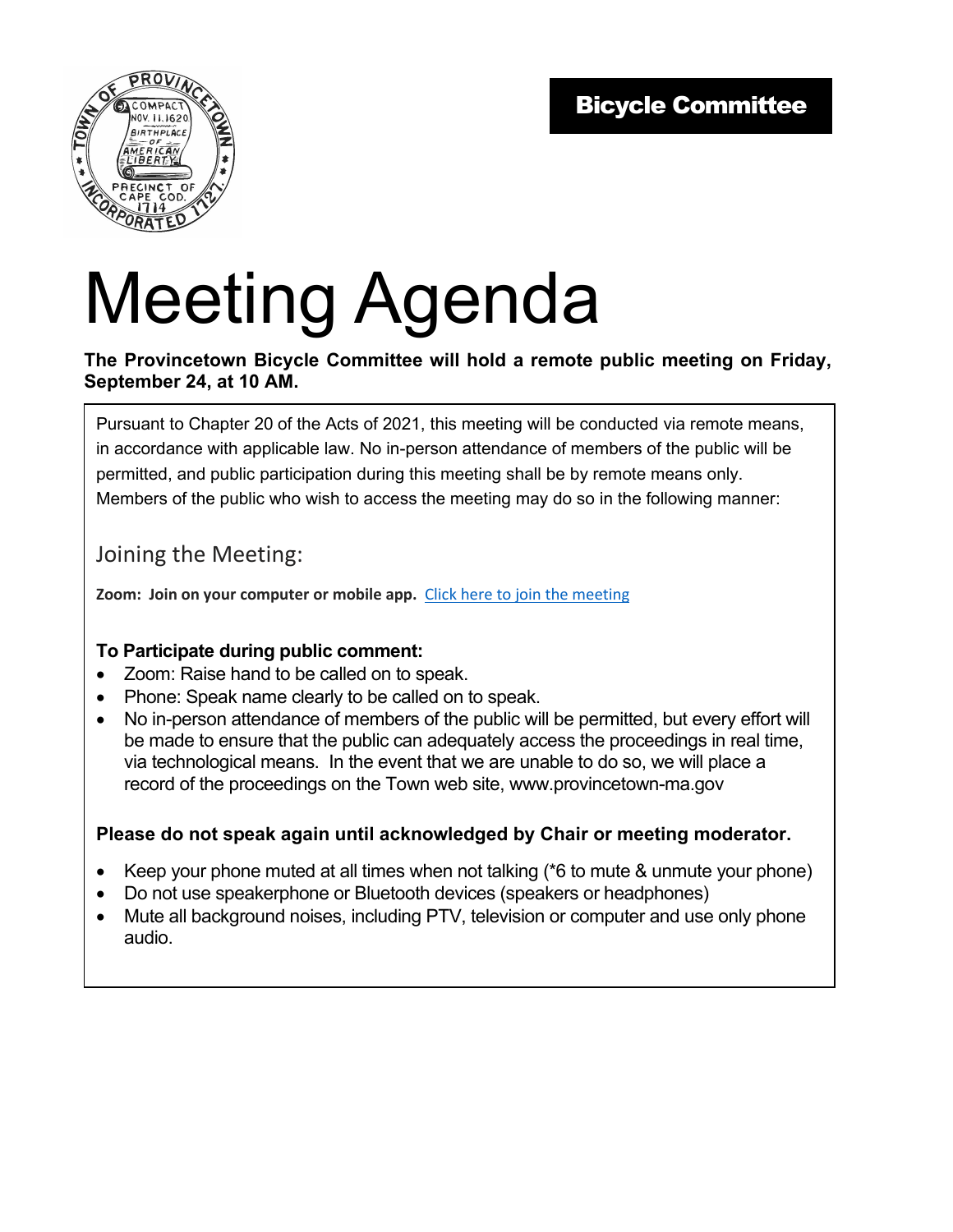**Bicycle Committee**

# Meeting Agenda

**The Provincetown Bicycle Committee will hold a remote public meeting on Friday, September 24, at 10 AM.**

Pursuant to Chapter 20 of the Acts of 2021, this meeting will be conducted via remote means, in accordance with applicable law. No in-person attendance of members of the public will be permitted, and public participation during this meeting shall be by remote means only. Members of the public who wish to access the meeting may do so in the following manner:

## Joining the Meeting:

**Zoom: Join on your computer or mobile app.** Click here to join the meeting

**To Participate during public comment:**

- Zoom: Raise hand to be called on to speak.
- Phone: Speak name clearly to be called on to speak.
- No in-person attendance of members of the public will be permitted, but every effort will be made to ensure that the public can adequately access the proceedings in real time, via technological means. In the event that we are unable to do so, we will place a record of the proceedings on the Town web site, www.provincetown-ma.gov

**Please do not speak again until acknowledged by Chair or meeting moderator.**

- Keep your phone muted at all times when not talking (*6 to mute & unmute your phone)
- Do not use speakerphone or Bluetooth devices (speakers or headphones)
- Mute all background noises, including PTV, television or computer and use only phone audio.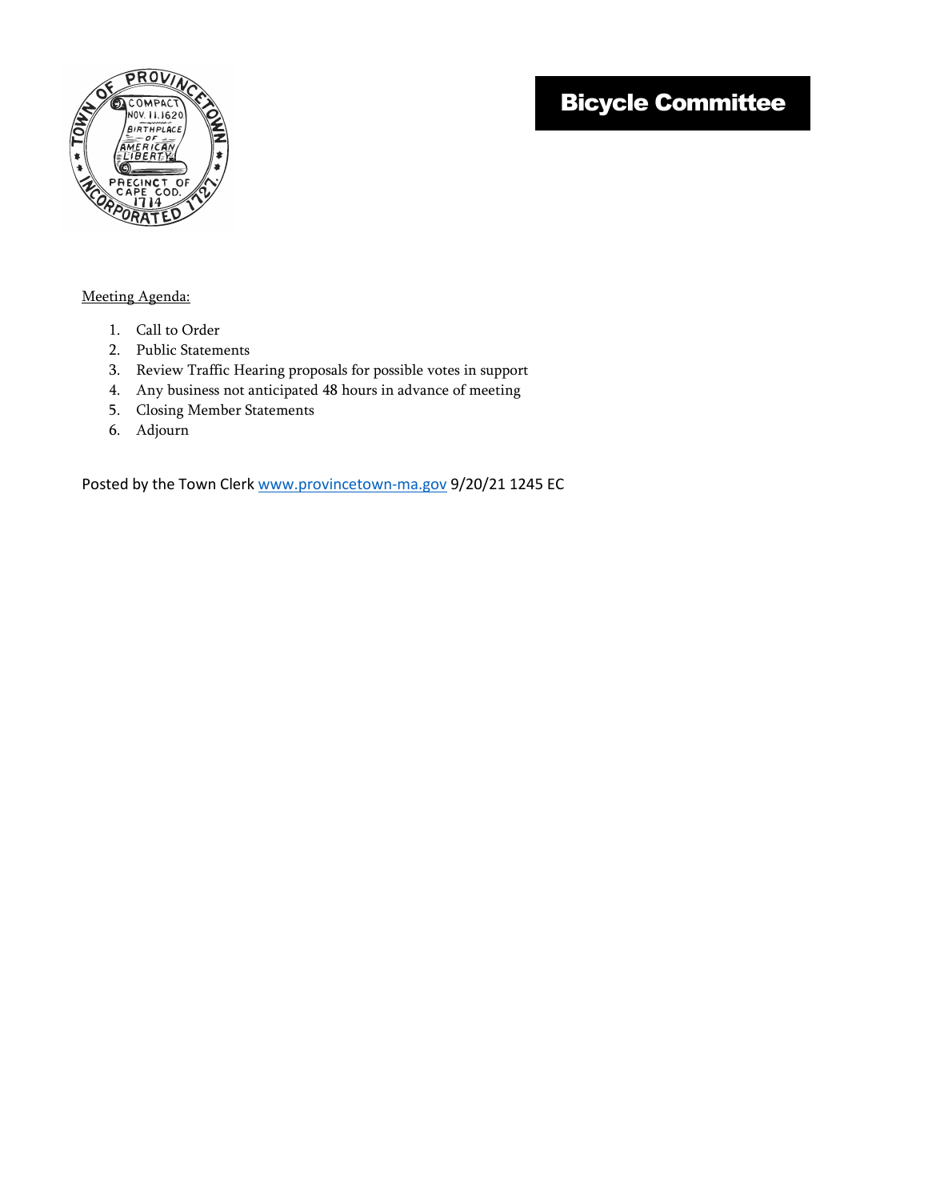# Bicycle Committee

Meeting Agenda:

1. Call to Order
2. Public Statements
3. Review Traffic Hearing proposals for possible votes in support
4. Any business not anticipated 48 hours in advance of meeting
5. Closing Member Statements
6. Adjourn

Posted by the Town Clerk www.provincetown-ma.gov 9/20/21 1245 EC